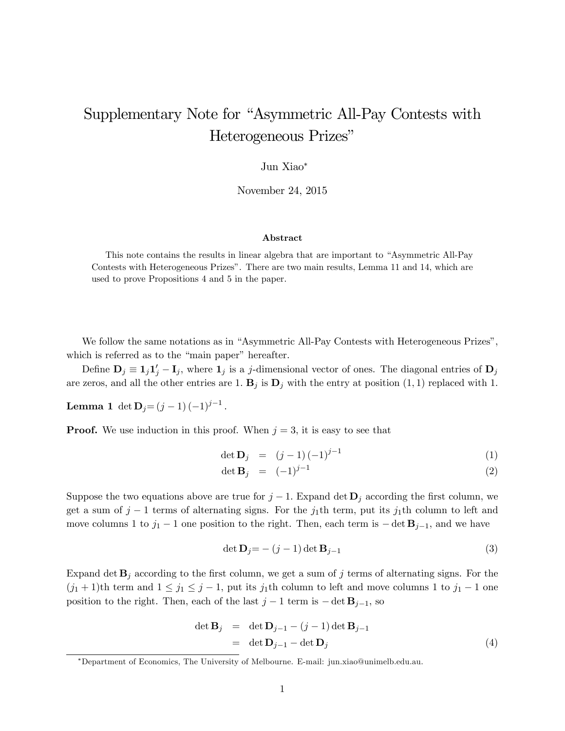# Supplementary Note for "Asymmetric All-Pay Contests with Heterogeneous Prizes"

Jun Xiao[*]

November 24, 2015

### Abstract

This note contains the results in linear algebra that are important to "Asymmetric All-Pay Contests with Heterogeneous Prizes". There are two main results, Lemma 11 and 14, which are used to prove Propositions 4 and 5 in the paper.

We follow the same notations as in "Asymmetric All-Pay Contests with Heterogeneous Prizes", which is referred as to the "main paper" hereafter.

Define $\mathbf{D}_j \equiv \mathbf{1}_j \mathbf{1}_j' - \mathbf{I}_j$, where $\mathbf{1}_j$ is a $j$-dimensional vector of ones. The diagonal entries of $\mathbf{D}_j$ are zeros, and all the other entries are 1. $\mathbf{B}_j$ is $\mathbf{D}_j$ with the entry at position $(1,1)$ replaced with 1.

**Lemma 1** $\det \mathbf{D}_j = (j-1)(-1)^{j-1}$.

**Proof.** We use induction in this proof. When $j = 3$, it is easy to see that

$$\det \mathbf{D}_j = (j-1)(-1)^{j-1} \tag{1}$$

$$\det \mathbf{B}_j = (-1)^{j-1} \tag{2}$$

Suppose the two equations above are true for $j-1$. Expand $\det \mathbf{D}_j$ according the first column, we get a sum of $j-1$ terms of alternating signs. For the $j_1$th term, put its $j_1$th column to left and move columns 1 to $j_1 - 1$ one position to the right. Then, each term is $-\det \mathbf{B}_{j-1}$, and we have

$$\det \mathbf{D}_j = -(j-1)\det \mathbf{B}_{j-1} \tag{3}$$

Expand $\det \mathbf{B}_j$ according to the first column, we get a sum of $j$ terms of alternating signs. For the $(j_1+1)$th term and $1 \leq j_1 \leq j-1$, put its $j_1$th column to left and move columns 1 to $j_1 - 1$ one position to the right. Then, each of the last $j-1$ term is $-\det \mathbf{B}_{j-1}$, so

$$\begin{aligned} \det \mathbf{B}_j &= \det \mathbf{D}_{j-1} - (j-1)\det \mathbf{B}_{j-1} \\ &= \det \mathbf{D}_{j-1} - \det \mathbf{D}_j \end{aligned} \tag{4}$$

[*] Department of Economics, The University of Melbourne. E-mail: jun.xiao@unimelb.edu.au.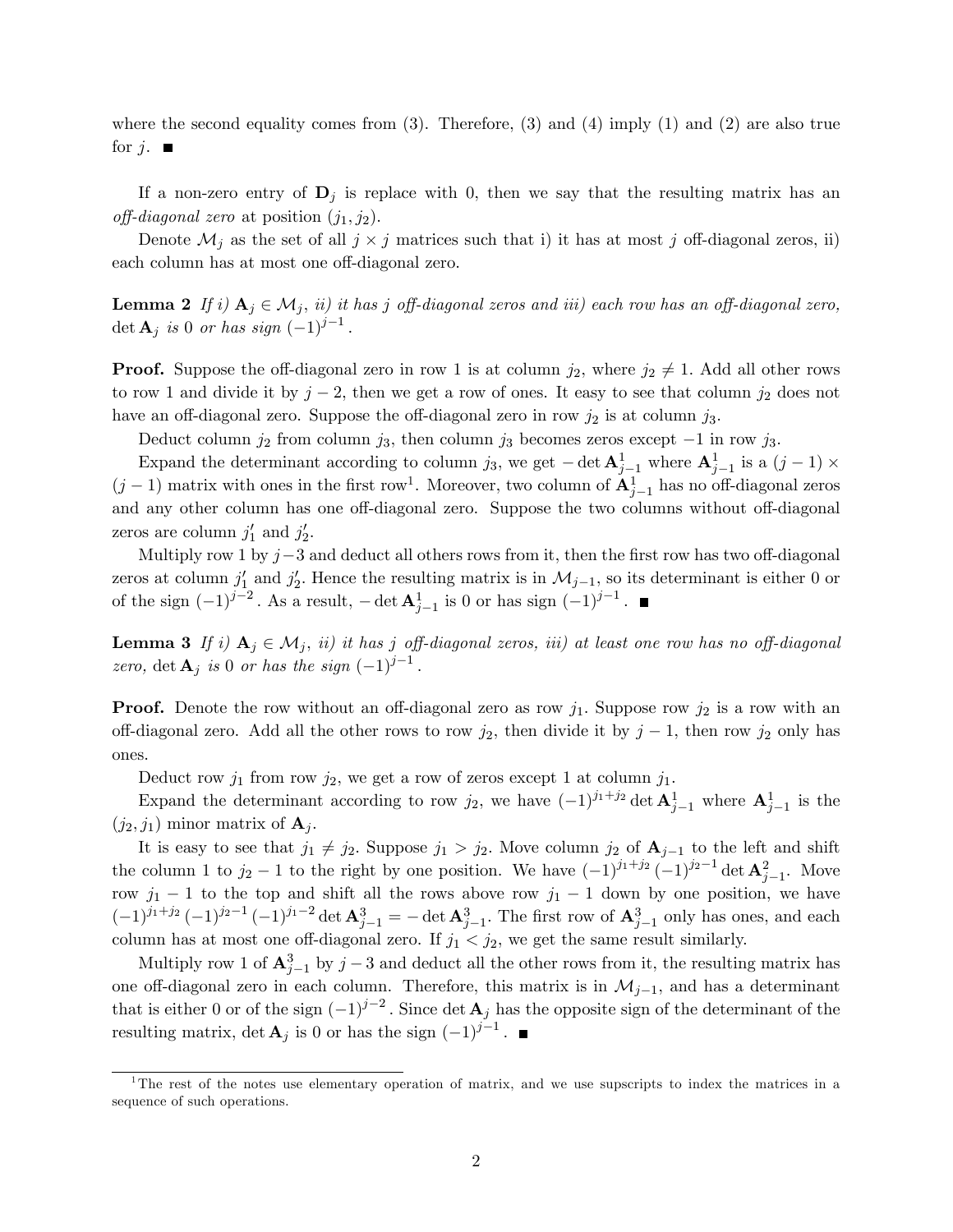where the second equality comes from (3). Therefore, (3) and (4) imply (1) and (2) are also true for $j$. ■

If a non-zero entry of $\mathbf{D}_j$ is replace with 0, then we say that the resulting matrix has an *off-diagonal zero* at position $(j_1, j_2)$.

Denote $\mathcal{M}_j$ as the set of all $j \times j$ matrices such that i) it has at most $j$ off-diagonal zeros, ii) each column has at most one off-diagonal zero.

**Lemma 2** *If i) $\mathbf{A}_j \in \mathcal{M}_j$, ii) it has $j$ off-diagonal zeros and iii) each row has an off-diagonal zero, $\det \mathbf{A}_j$ is 0 or has sign $(-1)^{j-1}$.*

**Proof.** Suppose the off-diagonal zero in row 1 is at column $j_2$, where $j_2 \neq 1$. Add all other rows to row 1 and divide it by $j-2$, then we get a row of ones. It easy to see that column $j_2$ does not have an off-diagonal zero. Suppose the off-diagonal zero in row $j_2$ is at column $j_3$.

Deduct column $j_2$ from column $j_3$, then column $j_3$ becomes zeros except $-1$ in row $j_3$.

Expand the determinant according to column $j_3$, we get $-\det \mathbf{A}_{j-1}^1$ where $\mathbf{A}_{j-1}^1$ is a $(j-1) \times (j-1)$ matrix with ones in the first row[1]. Moreover, two column of $\mathbf{A}_{j-1}^1$ has no off-diagonal zeros and any other column has one off-diagonal zero. Suppose the two columns without off-diagonal zeros are column $j_1'$ and $j_2'$.

Multiply row 1 by $j-3$ and deduct all others rows from it, then the first row has two off-diagonal zeros at column $j_1'$ and $j_2'$. Hence the resulting matrix is in $\mathcal{M}_{j-1}$, so its determinant is either 0 or of the sign $(-1)^{j-2}$. As a result, $-\det \mathbf{A}_{j-1}^1$ is 0 or has sign $(-1)^{j-1}$. ■

**Lemma 3** *If i) $\mathbf{A}_j \in \mathcal{M}_j$, ii) it has $j$ off-diagonal zeros, iii) at least one row has no off-diagonal zero, $\det \mathbf{A}_j$ is 0 or has the sign $(-1)^{j-1}$.*

**Proof.** Denote the row without an off-diagonal zero as row $j_1$. Suppose row $j_2$ is a row with an off-diagonal zero. Add all the other rows to row $j_2$, then divide it by $j-1$, then row $j_2$ only has ones.

Deduct row $j_1$ from row $j_2$, we get a row of zeros except 1 at column $j_1$.

Expand the determinant according to row $j_2$, we have $(-1)^{j_1+j_2} \det \mathbf{A}_{j-1}^1$ where $\mathbf{A}_{j-1}^1$ is the $(j_2, j_1)$ minor matrix of $\mathbf{A}_j$.

It is easy to see that $j_1 \neq j_2$. Suppose $j_1 > j_2$. Move column $j_2$ of $\mathbf{A}_{j-1}$ to the left and shift the column 1 to $j_2 - 1$ to the right by one position. We have $(-1)^{j_1+j_2} (-1)^{j_2-1} \det \mathbf{A}_{j-1}^2$. Move row $j_1 - 1$ to the top and shift all the rows above row $j_1 - 1$ down by one position, we have $(-1)^{j_1+j_2} (-1)^{j_2-1} (-1)^{j_1-2} \det \mathbf{A}_{j-1}^3 = -\det \mathbf{A}_{j-1}^3$. The first row of $\mathbf{A}_{j-1}^3$ only has ones, and each column has at most one off-diagonal zero. If $j_1 < j_2$, we get the same result similarly.

Multiply row 1 of $\mathbf{A}_{j-1}^3$ by $j-3$ and deduct all the other rows from it, the resulting matrix has one off-diagonal zero in each column. Therefore, this matrix is in $\mathcal{M}_{j-1}$, and has a determinant that is either 0 or of the sign $(-1)^{j-2}$. Since $\det \mathbf{A}_j$ has the opposite sign of the determinant of the resulting matrix, $\det \mathbf{A}_j$ is 0 or has the sign $(-1)^{j-1}$. ■

[1] The rest of the notes use elementary operation of matrix, and we use supscripts to index the matrices in a sequence of such operations.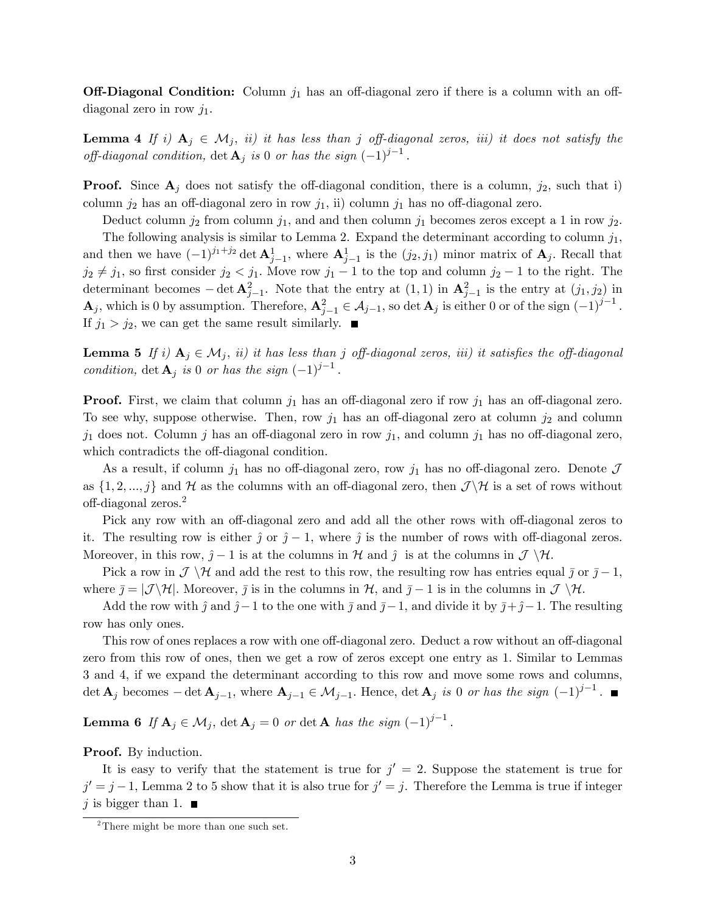**Off-Diagonal Condition:** Column $j_1$ has an off-diagonal zero if there is a column with an off-diagonal zero in row $j_1$.

**Lemma 4** *If i)* $\mathbf{A}_j \in \mathcal{M}_j$, *ii) it has less than* $j$ *off-diagonal zeros, iii) it does not satisfy the off-diagonal condition,* $\det \mathbf{A}_j$ *is* 0 *or has the sign* $(-1)^{j-1}$.

**Proof.** Since $\mathbf{A}_j$ does not satisfy the off-diagonal condition, there is a column, $j_2$, such that i) column $j_2$ has an off-diagonal zero in row $j_1$, ii) column $j_1$ has no off-diagonal zero.

Deduct column $j_2$ from column $j_1$, and and then column $j_1$ becomes zeros except a 1 in row $j_2$.

The following analysis is similar to Lemma 2. Expand the determinant according to column $j_1$, and then we have $(-1)^{j_1+j_2} \det \mathbf{A}^1_{j-1}$, where $\mathbf{A}^1_{j-1}$ is the $(j_2, j_1)$ minor matrix of $\mathbf{A}_j$. Recall that $j_2 \neq j_1$, so first consider $j_2 < j_1$. Move row $j_1 - 1$ to the top and column $j_2 - 1$ to the right. The determinant becomes $-\det \mathbf{A}^2_{j-1}$. Note that the entry at $(1, 1)$ in $\mathbf{A}^2_{j-1}$ is the entry at $(j_1, j_2)$ in $\mathbf{A}_j$, which is 0 by assumption. Therefore, $\mathbf{A}^2_{j-1} \in \mathcal{A}_{j-1}$, so $\det \mathbf{A}_j$ is either 0 or of the sign $(-1)^{j-1}$. If $j_1 > j_2$, we can get the same result similarly. ■

**Lemma 5** *If i)* $\mathbf{A}_j \in \mathcal{M}_j$, *ii) it has less than* $j$ *off-diagonal zeros, iii) it satisfies the off-diagonal condition,* $\det \mathbf{A}_j$ *is* 0 *or has the sign* $(-1)^{j-1}$.

**Proof.** First, we claim that column $j_1$ has an off-diagonal zero if row $j_1$ has an off-diagonal zero. To see why, suppose otherwise. Then, row $j_1$ has an off-diagonal zero at column $j_2$ and column $j_1$ does not. Column $j$ has an off-diagonal zero in row $j_1$, and column $j_1$ has no off-diagonal zero, which contradicts the off-diagonal condition.

As a result, if column $j_1$ has no off-diagonal zero, row $j_1$ has no off-diagonal zero. Denote $\mathcal{J}$ as $\{1, 2, ..., j\}$ and $\mathcal{H}$ as the columns with an off-diagonal zero, then $\mathcal{J} \backslash \mathcal{H}$ is a set of rows without off-diagonal zeros.[2]

Pick any row with an off-diagonal zero and add all the other rows with off-diagonal zeros to it. The resulting row is either $\hat{j}$ or $\hat{j} - 1$, where $\hat{j}$ is the number of rows with off-diagonal zeros. Moreover, in this row, $\hat{j} - 1$ is at the columns in $\mathcal{H}$ and $\hat{j}$ is at the columns in $\mathcal{J} \backslash \mathcal{H}$.

Pick a row in $\mathcal{J} \backslash \mathcal{H}$ and add the rest to this row, the resulting row has entries equal $\bar{j}$ or $\bar{j} - 1$, where $\bar{j} = |\mathcal{J} \backslash \mathcal{H}|$. Moreover, $\bar{j}$ is in the columns in $\mathcal{H}$, and $\bar{j} - 1$ is in the columns in $\mathcal{J} \backslash \mathcal{H}$.

Add the row with $\hat{j}$ and $\hat{j} - 1$ to the one with $\bar{j}$ and $\bar{j} - 1$, and divide it by $\bar{j} + \hat{j} - 1$. The resulting row has only ones.

This row of ones replaces a row with one off-diagonal zero. Deduct a row without an off-diagonal zero from this row of ones, then we get a row of zeros except one entry as 1. Similar to Lemmas 3 and 4, if we expand the determinant according to this row and move some rows and columns, $\det \mathbf{A}_j$ becomes $-\det \mathbf{A}_{j-1}$, where $\mathbf{A}_{j-1} \in \mathcal{M}_{j-1}$. Hence, $\det \mathbf{A}_j$ *is* 0 *or has the sign* $(-1)^{j-1}$. ■

**Lemma 6** *If* $\mathbf{A}_j \in \mathcal{M}_j$, $\det \mathbf{A}_j = 0$ *or* $\det \mathbf{A}$ *has the sign* $(-1)^{j-1}$.

**Proof.** By induction.

It is easy to verify that the statement is true for $j' = 2$. Suppose the statement is true for $j' = j - 1$, Lemma 2 to 5 show that it is also true for $j' = j$. Therefore the Lemma is true if integer $j$ is bigger than 1. ■

[2] There might be more than one such set.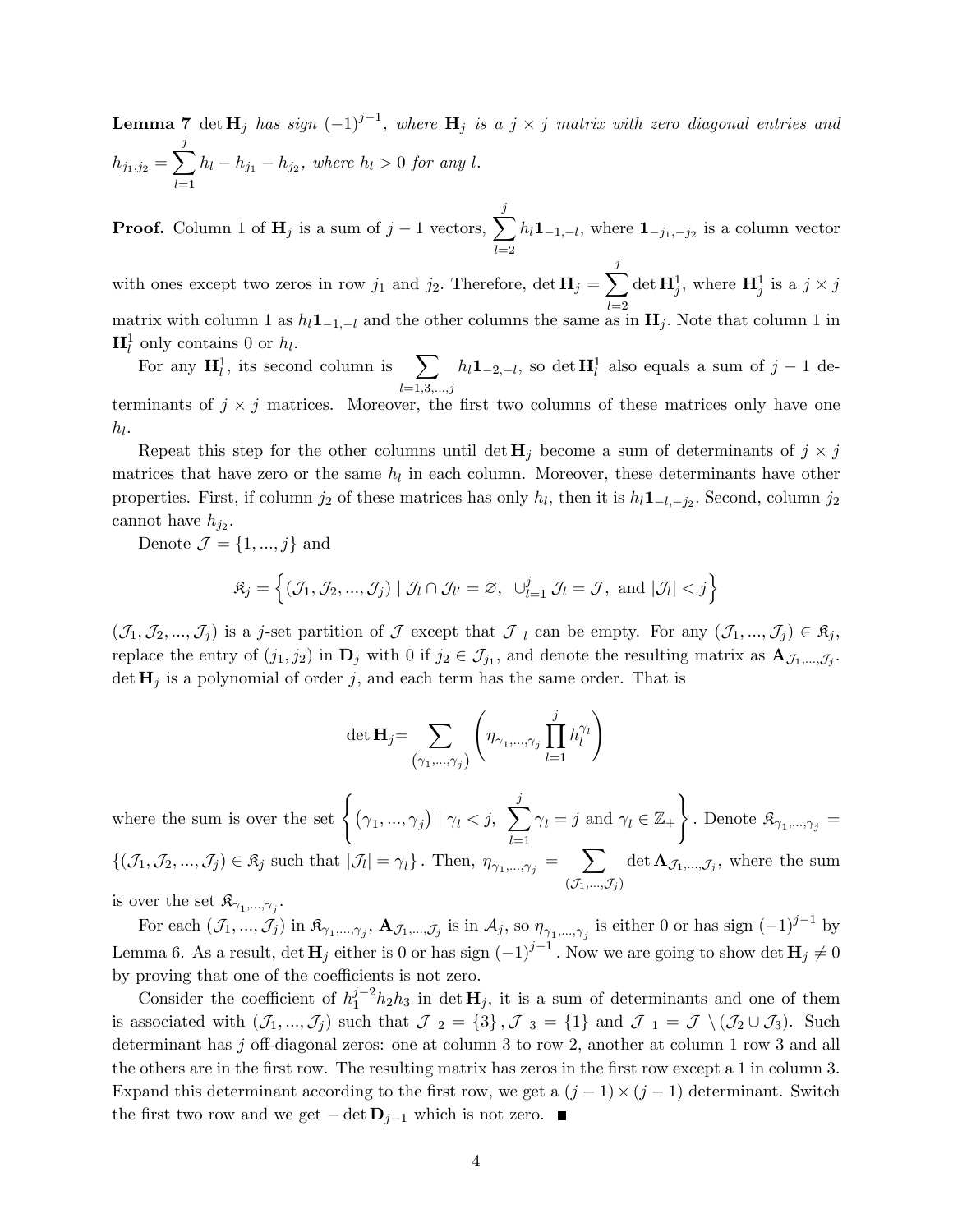**Lemma 7** $\det \mathbf{H}_j$ *has sign* $(-1)^{j-1}$*, where* $\mathbf{H}_j$ *is a* $j \times j$ *matrix with zero diagonal entries and* $h_{j_1,j_2} = \sum_{l=1}^{j} h_l - h_{j_1} - h_{j_2}$*, where* $h_l > 0$ *for any* $l$*.*

**Proof.** Column 1 of $\mathbf{H}_j$ is a sum of $j-1$ vectors, $\sum_{l=2}^{j} h_l \mathbf{1}_{-1,-l}$, where $\mathbf{1}_{-j_1,-j_2}$ is a column vector with ones except two zeros in row $j_1$ and $j_2$. Therefore, $\det \mathbf{H}_j = \sum_{l=2}^{j} \det \mathbf{H}_j^1$, where $\mathbf{H}_j^1$ is a $j \times j$ matrix with column 1 as $h_l \mathbf{1}_{-1,-l}$ and the other columns the same as in $\mathbf{H}_j$. Note that column 1 in $\mathbf{H}_l^1$ only contains 0 or $h_l$.

For any $\mathbf{H}_l^1$, its second column is $\sum_{l=1,3,...,j} h_l \mathbf{1}_{-2,-l}$, so $\det \mathbf{H}_l^1$ also equals a sum of $j-1$ determinants of $j \times j$ matrices. Moreover, the first two columns of these matrices only have one $h_l$.

Repeat this step for the other columns until $\det \mathbf{H}_j$ become a sum of determinants of $j \times j$ matrices that have zero or the same $h_l$ in each column. Moreover, these determinants have other properties. First, if column $j_2$ of these matrices has only $h_l$, then it is $h_l \mathbf{1}_{-l,-j_2}$. Second, column $j_2$ cannot have $h_{j_2}$.

Denote $\mathcal{J} = \{1, ..., j\}$ and

$$\mathfrak{K}_j = \left\{ (\mathcal{J}_1, \mathcal{J}_2, ..., \mathcal{J}_j) \mid \mathcal{J}_l \cap \mathcal{J}_{l'} = \varnothing,\ \cup_{l=1}^{j} \mathcal{J}_l = \mathcal{J},\ \text{and } |\mathcal{J}_l| < j \right\}$$

$(\mathcal{J}_1, \mathcal{J}_2, ..., \mathcal{J}_j)$ is a $j$-set partition of $\mathcal{J}$ except that $\mathcal{J}_l$ can be empty. For any $(\mathcal{J}_1, ..., \mathcal{J}_j) \in \mathfrak{K}_j$, replace the entry of $(j_1, j_2)$ in $\mathbf{D}_j$ with 0 if $j_2 \in \mathcal{J}_{j_1}$, and denote the resulting matrix as $\mathbf{A}_{\mathcal{J}_1,...,\mathcal{J}_j}$. $\det \mathbf{H}_j$ is a polynomial of order $j$, and each term has the same order. That is

$$\det \mathbf{H}_j = \sum_{(\gamma_1,...,\gamma_j)} \left( \eta_{\gamma_1,...,\gamma_j} \prod_{l=1}^{j} h_l^{\gamma_l} \right)$$

where the sum is over the set $\left\{ (\gamma_1, ..., \gamma_j) \mid \gamma_l < j,\ \sum_{l=1}^{j} \gamma_l = j \text{ and } \gamma_l \in \mathbb{Z}_+ \right\}$. Denote $\mathfrak{K}_{\gamma_1,...,\gamma_j} = \{(\mathcal{J}_1, \mathcal{J}_2, ..., \mathcal{J}_j) \in \mathfrak{K}_j \text{ such that } |\mathcal{J}_l| = \gamma_l\}$. Then, $\eta_{\gamma_1,...,\gamma_j} = \sum_{(\mathcal{J}_1,...,\mathcal{J}_j)} \det \mathbf{A}_{\mathcal{J}_1,...,\mathcal{J}_j}$, where the sum is over the set $\mathfrak{K}_{\gamma_1,...,\gamma_j}$.

For each $(\mathcal{J}_1, ..., \mathcal{J}_j)$ in $\mathfrak{K}_{\gamma_1,...,\gamma_j}$, $\mathbf{A}_{\mathcal{J}_1,...,\mathcal{J}_j}$ is in $\mathcal{A}_j$, so $\eta_{\gamma_1,...,\gamma_j}$ is either 0 or has sign $(-1)^{j-1}$ by Lemma 6. As a result, $\det \mathbf{H}_j$ either is 0 or has sign $(-1)^{j-1}$. Now we are going to show $\det \mathbf{H}_j \neq 0$ by proving that one of the coefficients is not zero.

Consider the coefficient of $h_1^{j-2} h_2 h_3$ in $\det \mathbf{H}_j$, it is a sum of determinants and one of them is associated with $(\mathcal{J}_1, ..., \mathcal{J}_j)$ such that $\mathcal{J}_2 = \{3\}, \mathcal{J}_3 = \{1\}$ and $\mathcal{J}_1 = \mathcal{J} \setminus (\mathcal{J}_2 \cup \mathcal{J}_3)$. Such determinant has $j$ off-diagonal zeros: one at column 3 to row 2, another at column 1 row 3 and all the others are in the first row. The resulting matrix has zeros in the first row except a 1 in column 3. Expand this determinant according to the first row, we get a $(j-1) \times (j-1)$ determinant. Switch the first two row and we get $-\det \mathbf{D}_{j-1}$ which is not zero. ∎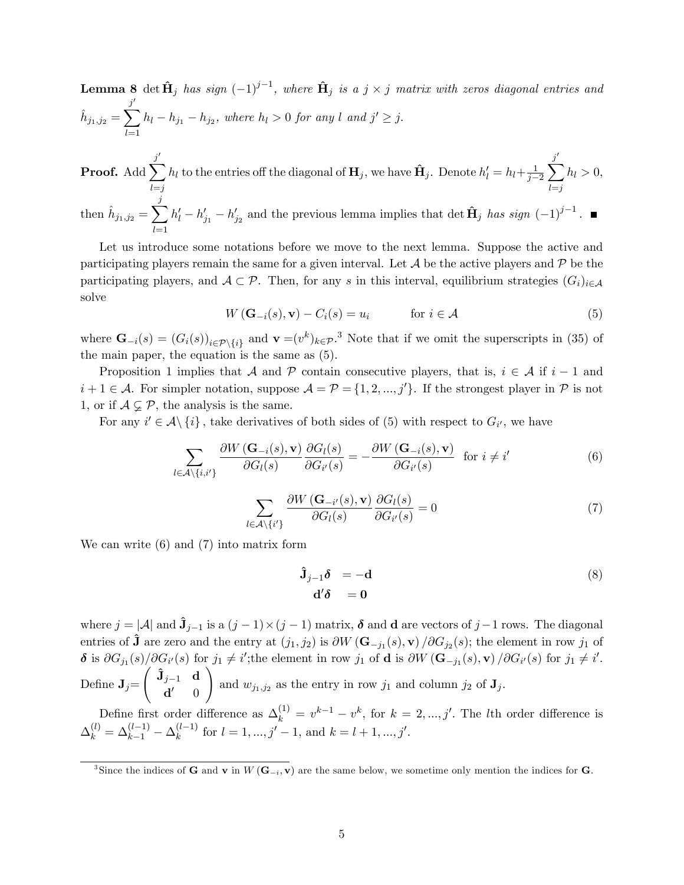**Lemma 8** $\det \hat{\mathbf{H}}_j$ *has sign* $(-1)^{j-1}$*, where* $\hat{\mathbf{H}}_j$ *is a* $j \times j$ *matrix with zeros diagonal entries and* $\hat{h}_{j_1,j_2} = \sum_{l=1}^{j'} h_l - h_{j_1} - h_{j_2}$*, where* $h_l > 0$ *for any* $l$ *and* $j' \geq j$.

**Proof.** Add $\sum_{l=j}^{j'} h_l$ to the entries off the diagonal of $\mathbf{H}_j$, we have $\hat{\mathbf{H}}_j$. Denote $h'_l = h_l + \frac{1}{j-2}\sum_{l=j}^{j'} h_l > 0$, then $\hat{h}_{j_1,j_2} = \sum_{l=1}^{j} h'_l - h'_{j_1} - h'_{j_2}$ and the previous lemma implies that $\det \hat{\mathbf{H}}_j$ *has sign* $(-1)^{j-1}$. ■

Let us introduce some notations before we move to the next lemma. Suppose the active and participating players remain the same for a given interval. Let $\mathcal{A}$ be the active players and $\mathcal{P}$ be the participating players, and $\mathcal{A} \subset \mathcal{P}$. Then, for any $s$ in this interval, equilibrium strategies $(G_i)_{i \in \mathcal{A}}$ solve

$$W\left(\mathbf{G}_{-i}(s), \mathbf{v}\right) - C_i(s) = u_i \qquad \text{for } i \in \mathcal{A} \tag{5}$$

where $\mathbf{G}_{-i}(s) = (G_i(s))_{i \in \mathcal{P}\setminus\{i\}}$ and $\mathbf{v} = (v^k)_{k \in \mathcal{P}}$.[3] Note that if we omit the superscripts in (35) of the main paper, the equation is the same as (5).

Proposition 1 implies that $\mathcal{A}$ and $\mathcal{P}$ contain consecutive players, that is, $i \in \mathcal{A}$ if $i-1$ and $i+1 \in \mathcal{A}$. For simpler notation, suppose $\mathcal{A} = \mathcal{P} = \{1, 2, ..., j'\}$. If the strongest player in $\mathcal{P}$ is not 1, or if $\mathcal{A} \subsetneq \mathcal{P}$, the analysis is the same.

For any $i' \in \mathcal{A}\setminus\{i\}$, take derivatives of both sides of (5) with respect to $G_{i'}$, we have

$$\sum_{l \in \mathcal{A}\setminus\{i,i'\}} \frac{\partial W\left(\mathbf{G}_{-i}(s), \mathbf{v}\right)}{\partial G_l(s)} \frac{\partial G_l(s)}{\partial G_{i'}(s)} = -\frac{\partial W\left(\mathbf{G}_{-i}(s), \mathbf{v}\right)}{\partial G_{i'}(s)} \quad \text{for } i \neq i' \tag{6}$$

$$\sum_{l \in \mathcal{A}\setminus\{i'\}} \frac{\partial W\left(\mathbf{G}_{-i'}(s), \mathbf{v}\right)}{\partial G_l(s)} \frac{\partial G_l(s)}{\partial G_{i'}(s)} = 0 \tag{7}$$

We can write (6) and (7) into matrix form

$$\begin{aligned} \hat{\mathbf{J}}_{j-1}\boldsymbol{\delta} &= -\mathbf{d} \\ \mathbf{d}'\boldsymbol{\delta} &= \mathbf{0} \end{aligned} \tag{8}$$

where $j = |\mathcal{A}|$ and $\hat{\mathbf{J}}_{j-1}$ is a $(j-1) \times (j-1)$ matrix, $\boldsymbol{\delta}$ and $\mathbf{d}$ are vectors of $j-1$ rows. The diagonal entries of $\hat{\mathbf{J}}$ are zero and the entry at $(j_1, j_2)$ is $\partial W\left(\mathbf{G}_{-j_1}(s), \mathbf{v}\right)/\partial G_{j_2}(s)$; the element in row $j_1$ of $\boldsymbol{\delta}$ is $\partial G_{j_1}(s)/\partial G_{i'}(s)$ for $j_1 \neq i'$;the element in row $j_1$ of $\mathbf{d}$ is $\partial W\left(\mathbf{G}_{-j_1}(s), \mathbf{v}\right)/\partial G_{i'}(s)$ for $j_1 \neq i'$. Define $\mathbf{J}_j = \begin{pmatrix} \hat{\mathbf{J}}_{j-1} & \mathbf{d} \\ \mathbf{d}' & 0 \end{pmatrix}$ and $w_{j_1,j_2}$ as the entry in row $j_1$ and column $j_2$ of $\mathbf{J}_j$.

Define first order difference as $\Delta_k^{(1)} = v^{k-1} - v^k$, for $k = 2, ..., j'$. The $l$th order difference is $\Delta_k^{(l)} = \Delta_{k-1}^{(l-1)} - \Delta_k^{(l-1)}$ for $l = 1, ..., j'-1$, and $k = l+1, ..., j'$.

[3] Since the indices of $\mathbf{G}$ and $\mathbf{v}$ in $W\left(\mathbf{G}_{-i}, \mathbf{v}\right)$ are the same below, we sometime only mention the indices for $\mathbf{G}$.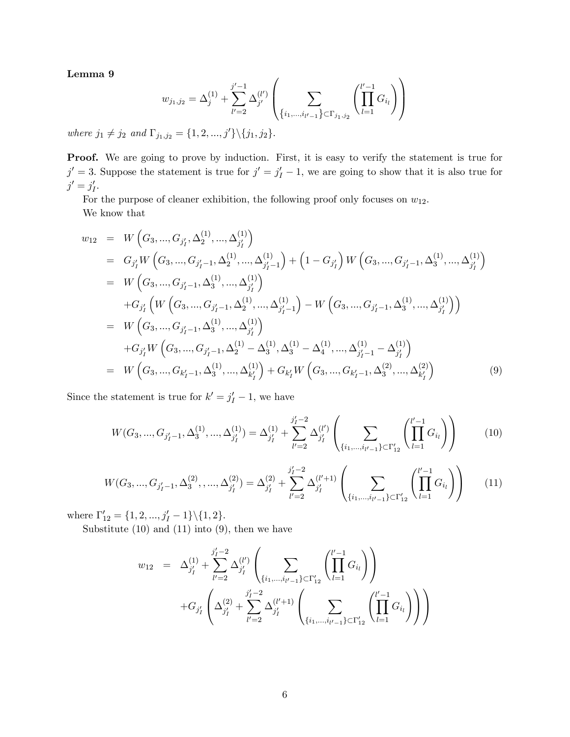**Lemma 9**

$$w_{j_1,j_2} = \Delta_j^{(1)} + \sum_{l'=2}^{j'-1} \Delta_{j'}^{(l')} \left( \sum_{\{i_1,...,i_{l'-1}\} \subset \Gamma_{j_1,j_2}} \left( \prod_{l=1}^{l'-1} G_{i_l} \right) \right)$$

*where* $j_1 \neq j_2$ *and* $\Gamma_{j_1,j_2} = \{1, 2, ..., j'\} \backslash \{j_1, j_2\}$.

**Proof.** We are going to prove by induction. First, it is easy to verify the statement is true for $j' = 3$. Suppose the statement is true for $j' = j_I' - 1$, we are going to show that it is also true for $j' = j_I'$.

For the purpose of cleaner exhibition, the following proof only focuses on $w_{12}$.

We know that

$$\begin{aligned}
w_{12} &= W\left(G_3, ..., G_{j_I'}, \Delta_2^{(1)}, ..., \Delta_{j_I'}^{(1)}\right) \\
&= G_{j_I'} W\left(G_3, ..., G_{j_I'-1}, \Delta_2^{(1)}, ..., \Delta_{j_I'-1}^{(1)}\right) + \left(1 - G_{j_I'}\right) W\left(G_3, ..., G_{j_I'-1}, \Delta_3^{(1)}, ..., \Delta_{j_I'}^{(1)}\right) \\
&= W\left(G_3, ..., G_{j_I'-1}, \Delta_3^{(1)}, ..., \Delta_{j_I'}^{(1)}\right) \\
&\quad + G_{j_I'}\left(W\left(G_3, ..., G_{j_I'-1}, \Delta_2^{(1)}, ..., \Delta_{j_I'-1}^{(1)}\right) - W\left(G_3, ..., G_{j_I'-1}, \Delta_3^{(1)}, ..., \Delta_{j_I'}^{(1)}\right)\right) \\
&= W\left(G_3, ..., G_{j_I'-1}, \Delta_3^{(1)}, ..., \Delta_{j_I'}^{(1)}\right) \\
&\quad + G_{j_I'} W\left(G_3, ..., G_{j_I'-1}, \Delta_2^{(1)} - \Delta_3^{(1)}, \Delta_3^{(1)} - \Delta_4^{(1)}, ..., \Delta_{j_I'-1}^{(1)} - \Delta_{j_I'}^{(1)}\right) \\
&= W\left(G_3, ..., G_{k_I'-1}, \Delta_3^{(1)}, ..., \Delta_{k_I'}^{(1)}\right) + G_{k_I'} W\left(G_3, ..., G_{k_I'-1}, \Delta_3^{(2)}, ..., \Delta_{k_I'}^{(2)}\right)
\end{aligned} \tag{9}$$

Since the statement is true for $k' = j_I' - 1$, we have

$$W(G_3, ..., G_{j_I'-1}, \Delta_3^{(1)}, ..., \Delta_{j_I'}^{(1)}) = \Delta_{j_I'}^{(1)} + \sum_{l'=2}^{j_I'-2} \Delta_{j_I'}^{(l')} \left( \sum_{\{i_1,...,i_{l'-1}\} \subset \Gamma_{12}'} \left( \prod_{l=1}^{l'-1} G_{i_l} \right) \right) \tag{10}$$

$$W(G_3, ..., G_{j_I'-1}, \Delta_3^{(2)}, , ..., \Delta_{j_I'}^{(2)}) = \Delta_{j_I'}^{(2)} + \sum_{l'=2}^{j_I'-2} \Delta_{j_I'}^{(l'+1)} \left( \sum_{\{i_1,...,i_{l'-1}\} \subset \Gamma_{12}'} \left( \prod_{l=1}^{l'-1} G_{i_l} \right) \right) \tag{11}$$

where $\Gamma_{12}' = \{1, 2, ..., j_I' - 1\} \backslash \{1, 2\}$.

Substitute (10) and (11) into (9), then we have

$$\begin{aligned}
w_{12} &= \Delta_{j_I'}^{(1)} + \sum_{l'=2}^{j_I'-2} \Delta_{j_I'}^{(l')} \left( \sum_{\{i_1,...,i_{l'-1}\} \subset \Gamma_{12}'} \left( \prod_{l=1}^{l'-1} G_{i_l} \right) \right) \\
&\quad + G_{j_I'} \left( \Delta_{j_I'}^{(2)} + \sum_{l'=2}^{j_I'-2} \Delta_{j_I'}^{(l'+1)} \left( \sum_{\{i_1,...,i_{l'-1}\} \subset \Gamma_{12}'} \left( \prod_{l=1}^{l'-1} G_{i_l} \right) \right) \right)
\end{aligned}$$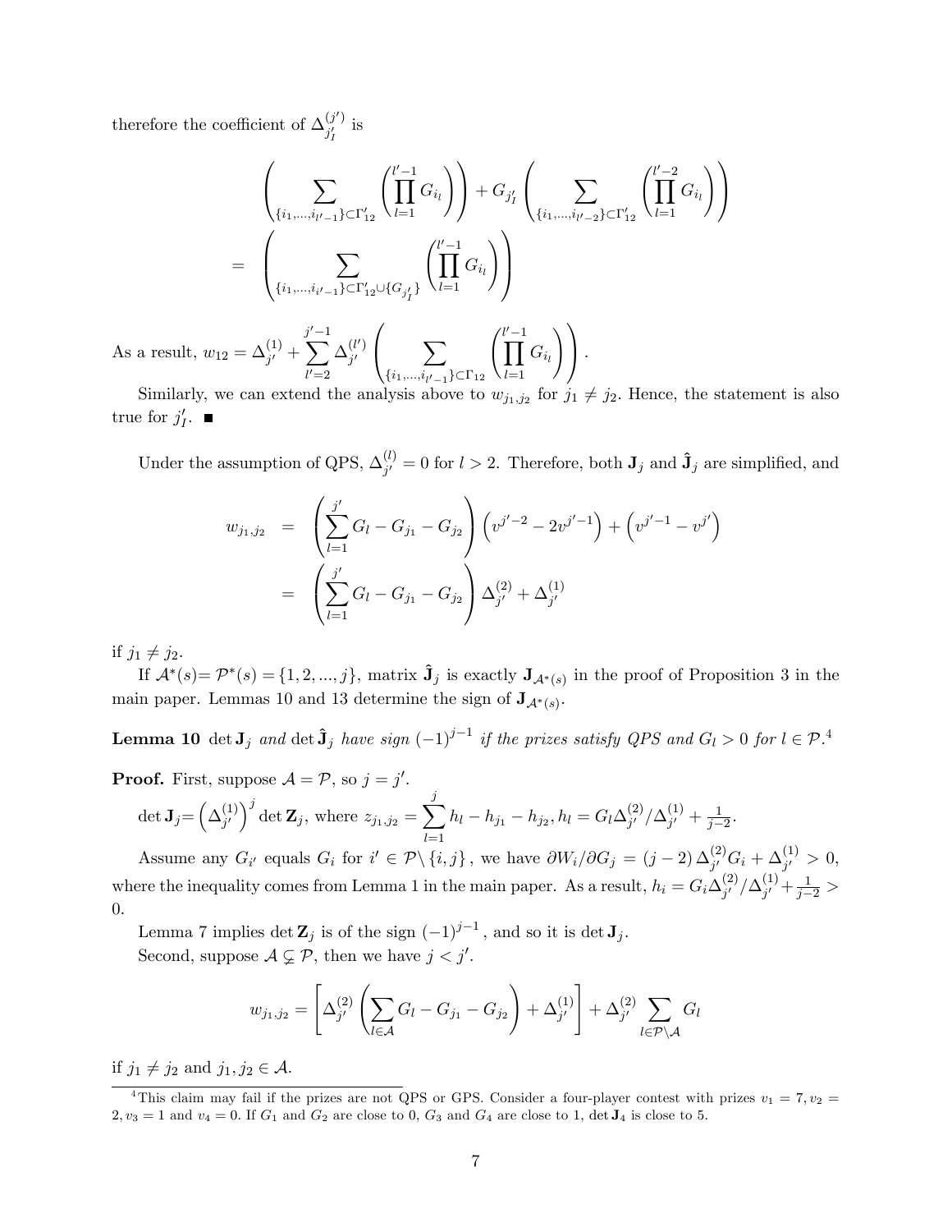therefore the coefficient of $\Delta_{j_I'}^{(j')}$ is

$$
\begin{aligned}
& \left( \sum_{\{i_1,\ldots,i_{l'-1}\}\subset\Gamma_{12}'} \left( \prod_{l=1}^{l'-1} G_{i_l} \right) \right) + G_{j_I'} \left( \sum_{\{i_1,\ldots,i_{l'-2}\}\subset\Gamma_{12}'} \left( \prod_{l=1}^{l'-2} G_{i_l} \right) \right) \\
= & \left( \sum_{\{i_1,\ldots,i_{l'-1}\}\subset\Gamma_{12}'\cup\{G_{j_I'}\}} \left( \prod_{l=1}^{l'-1} G_{i_l} \right) \right)
\end{aligned}
$$

As a result, $w_{12} = \Delta_{j'}^{(1)} + \sum_{l'=2}^{j'-1} \Delta_{j'}^{(l')} \left( \sum_{\{i_1,\ldots,i_{l'-1}\}\subset\Gamma_{12}} \left( \prod_{l=1}^{l'-1} G_{i_l} \right) \right)$.

Similarly, we can extend the analysis above to $w_{j_1,j_2}$ for $j_1 \neq j_2$. Hence, the statement is also true for $j_I'$. ■

Under the assumption of QPS, $\Delta_{j'}^{(l)} = 0$ for $l > 2$. Therefore, both $\mathbf{J}_j$ and $\hat{\mathbf{J}}_j$ are simplified, and

$$
\begin{aligned}
w_{j_1,j_2} &= \left( \sum_{l=1}^{j'} G_l - G_{j_1} - G_{j_2} \right) \left( v^{j'-2} - 2v^{j'-1} \right) + \left( v^{j'-1} - v^{j'} \right) \\
&= \left( \sum_{l=1}^{j'} G_l - G_{j_1} - G_{j_2} \right) \Delta_{j'}^{(2)} + \Delta_{j'}^{(1)}
\end{aligned}
$$

if $j_1 \neq j_2$.

If $\mathcal{A}^*(s)= \mathcal{P}^*(s) = \{1, 2, ..., j\}$, matrix $\hat{\mathbf{J}}_j$ is exactly $\mathbf{J}_{\mathcal{A}^*(s)}$ in the proof of Proposition 3 in the main paper. Lemmas 10 and 13 determine the sign of $\mathbf{J}_{\mathcal{A}^*(s)}$.

**Lemma 10** *$\det \mathbf{J}_j$ and $\det \hat{\mathbf{J}}_j$ have sign $(-1)^{j-1}$ if the prizes satisfy QPS and $G_l > 0$ for $l \in \mathcal{P}$.*[4]

**Proof.** First, suppose $\mathcal{A} = \mathcal{P}$, so $j = j'$.

$\det \mathbf{J}_j = \left(\Delta_{j'}^{(1)}\right)^j \det \mathbf{Z}_j$, where $z_{j_1,j_2} = \sum_{l=1}^{j} h_l - h_{j_1} - h_{j_2}, h_l = G_l \Delta_{j'}^{(2)} / \Delta_{j'}^{(1)} + \frac{1}{j-2}$.

Assume any $G_{i'}$ equals $G_i$ for $i' \in \mathcal{P} \backslash \{i, j\}$, we have $\partial W_i / \partial G_j = (j-2) \Delta_{j'}^{(2)} G_i + \Delta_{j'}^{(1)} > 0$, where the inequality comes from Lemma 1 in the main paper. As a result, $h_i = G_i \Delta_{j'}^{(2)} / \Delta_{j'}^{(1)} + \frac{1}{j-2} > 0$.

Lemma 7 implies $\det \mathbf{Z}_j$ is of the sign $(-1)^{j-1}$, and so it is $\det \mathbf{J}_j$.

Second, suppose $\mathcal{A} \subsetneq \mathcal{P}$, then we have $j < j'$.

$$
w_{j_1,j_2} = \left[ \Delta_{j'}^{(2)} \left( \sum_{l\in\mathcal{A}} G_l - G_{j_1} - G_{j_2} \right) + \Delta_{j'}^{(1)} \right] + \Delta_{j'}^{(2)} \sum_{l\in\mathcal{P}\backslash\mathcal{A}} G_l
$$

if $j_1 \neq j_2$ and $j_1, j_2 \in \mathcal{A}$.

[4] This claim may fail if the prizes are not QPS or GPS. Consider a four-player contest with prizes $v_1 = 7, v_2 = 2, v_3 = 1$ and $v_4 = 0$. If $G_1$ and $G_2$ are close to 0, $G_3$ and $G_4$ are close to 1, $\det \mathbf{J}_4$ is close to 5.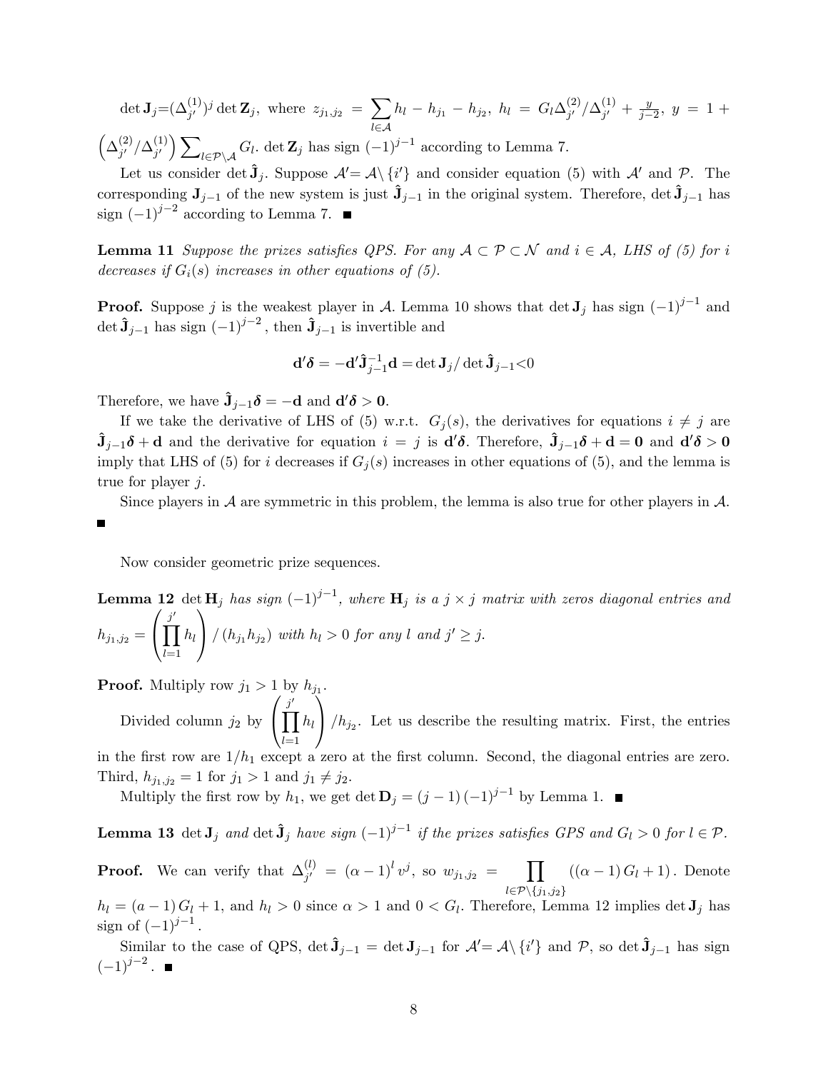$\det \mathbf{J}_j = (\Delta_{j'}^{(1)})^j \det \mathbf{Z}_j$, where $z_{j_1,j_2} = \sum_{l\in\mathcal{A}} h_l - h_{j_1} - h_{j_2}$, $h_l = G_l \Delta_{j'}^{(2)}/\Delta_{j'}^{(1)} + \frac{y}{j-2}$, $y = 1 + \left(\Delta_{j'}^{(2)}/\Delta_{j'}^{(1)}\right)\sum_{l\in\mathcal{P}\setminus\mathcal{A}} G_l$. $\det \mathbf{Z}_j$ has sign $(-1)^{j-1}$ according to Lemma 7.

Let us consider $\det \hat{\mathbf{J}}_j$. Suppose $\mathcal{A}' = \mathcal{A}\setminus\{i'\}$ and consider equation (5) with $\mathcal{A}'$ and $\mathcal{P}$. The corresponding $\mathbf{J}_{j-1}$ of the new system is just $\hat{\mathbf{J}}_{j-1}$ in the original system. Therefore, $\det \hat{\mathbf{J}}_{j-1}$ has sign $(-1)^{j-2}$ according to Lemma 7. ■

**Lemma 11** *Suppose the prizes satisfies QPS. For any $\mathcal{A}\subset\mathcal{P}\subset\mathcal{N}$ and $i\in\mathcal{A}$, LHS of (5) for $i$ decreases if $G_i(s)$ increases in other equations of (5).*

**Proof.** Suppose $j$ is the weakest player in $\mathcal{A}$. Lemma 10 shows that $\det \mathbf{J}_j$ has sign $(-1)^{j-1}$ and $\det \hat{\mathbf{J}}_{j-1}$ has sign $(-1)^{j-2}$, then $\hat{\mathbf{J}}_{j-1}$ is invertible and

$$\mathbf{d}'\boldsymbol{\delta} = -\mathbf{d}'\hat{\mathbf{J}}_{j-1}^{-1}\mathbf{d} = \det \mathbf{J}_j / \det \hat{\mathbf{J}}_{j-1} < 0$$

Therefore, we have $\hat{\mathbf{J}}_{j-1}\boldsymbol{\delta} = -\mathbf{d}$ and $\mathbf{d}'\boldsymbol{\delta} > \mathbf{0}$.

If we take the derivative of LHS of (5) w.r.t. $G_j(s)$, the derivatives for equations $i\neq j$ are $\hat{\mathbf{J}}_{j-1}\boldsymbol{\delta} + \mathbf{d}$ and the derivative for equation $i = j$ is $\mathbf{d}'\boldsymbol{\delta}$. Therefore, $\hat{\mathbf{J}}_{j-1}\boldsymbol{\delta} + \mathbf{d} = \mathbf{0}$ and $\mathbf{d}'\boldsymbol{\delta} > \mathbf{0}$ imply that LHS of (5) for $i$ decreases if $G_j(s)$ increases in other equations of (5), and the lemma is true for player $j$.

Since players in $\mathcal{A}$ are symmetric in this problem, the lemma is also true for other players in $\mathcal{A}$. ■

Now consider geometric prize sequences.

**Lemma 12** *$\det \mathbf{H}_j$ has sign $(-1)^{j-1}$, where $\mathbf{H}_j$ is a $j\times j$ matrix with zeros diagonal entries and $h_{j_1,j_2} = \left(\prod_{l=1}^{j'} h_l\right)/(h_{j_1}h_{j_2})$ with $h_l > 0$ for any $l$ and $j' \geq j$.*

**Proof.** Multiply row $j_1 > 1$ by $h_{j_1}$.

Divided column $j_2$ by $\left(\prod_{l=1}^{j'} h_l\right)/h_{j_2}$. Let us describe the resulting matrix. First, the entries in the first row are $1/h_1$ except a zero at the first column. Second, the diagonal entries are zero. Third, $h_{j_1,j_2} = 1$ for $j_1 > 1$ and $j_1 \neq j_2$.

Multiply the first row by $h_1$, we get $\det \mathbf{D}_j = (j-1)(-1)^{j-1}$ by Lemma 1. ■

**Lemma 13** *$\det \mathbf{J}_j$ and $\det \hat{\mathbf{J}}_j$ have sign $(-1)^{j-1}$ if the prizes satisfies GPS and $G_l > 0$ for $l\in\mathcal{P}$.*

**Proof.** We can verify that $\Delta_{j'}^{(l)} = (\alpha-1)^l v^j$, so $w_{j_1,j_2} = \prod_{l\in\mathcal{P}\setminus\{j_1,j_2\}} ((\alpha-1)G_l + 1)$. Denote $h_l = (a-1)G_l + 1$, and $h_l > 0$ since $\alpha > 1$ and $0 < G_l$. Therefore, Lemma 12 implies $\det \mathbf{J}_j$ has sign of $(-1)^{j-1}$.

Similar to the case of QPS, $\det \hat{\mathbf{J}}_{j-1} = \det \mathbf{J}_{j-1}$ for $\mathcal{A}' = \mathcal{A}\setminus\{i'\}$ and $\mathcal{P}$, so $\det \hat{\mathbf{J}}_{j-1}$ has sign $(-1)^{j-2}$. ■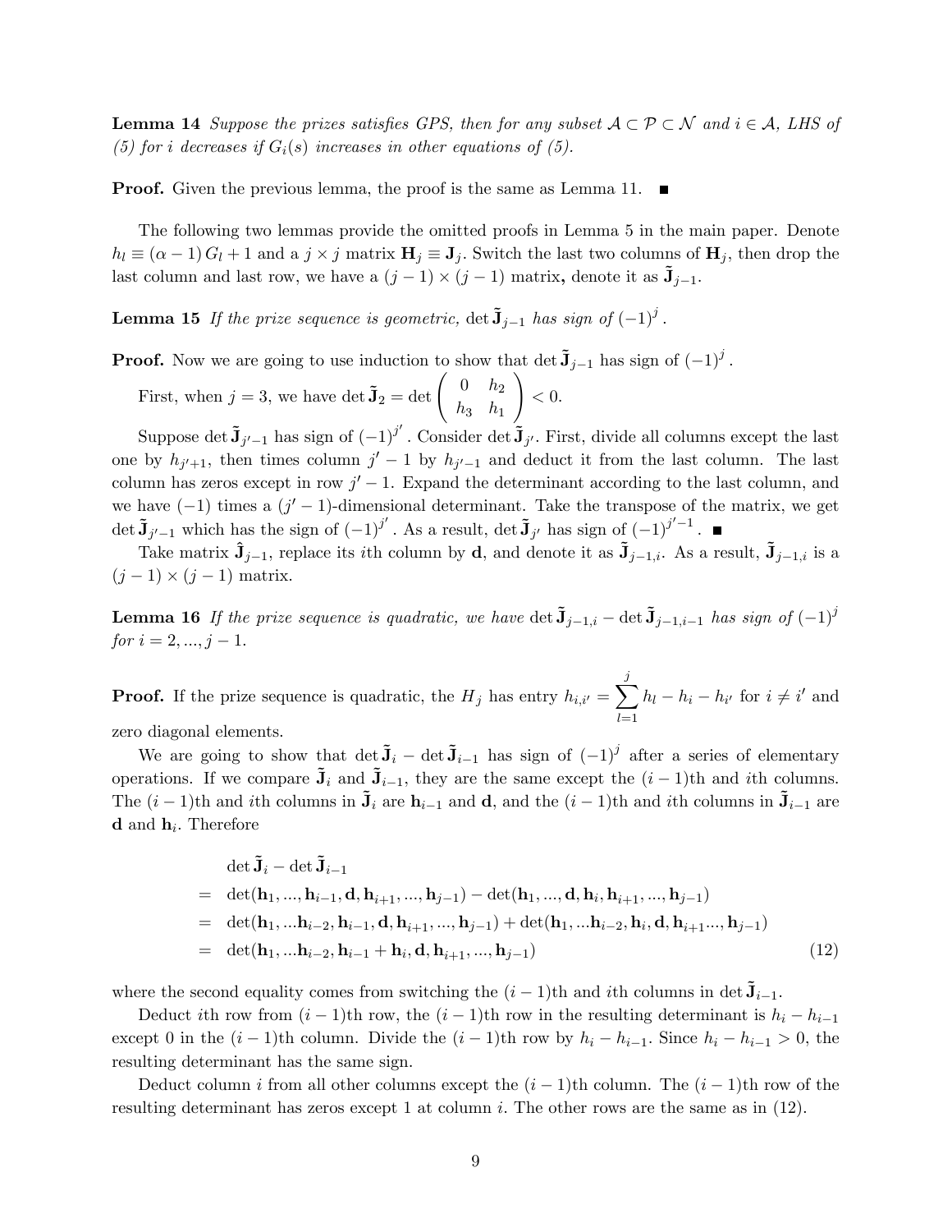**Lemma 14** *Suppose the prizes satisfies GPS, then for any subset $\mathcal{A} \subset \mathcal{P} \subset \mathcal{N}$ and $i \in \mathcal{A}$, LHS of (5) for $i$ decreases if $G_i(s)$ increases in other equations of (5).*

**Proof.** Given the previous lemma, the proof is the same as Lemma 11. ■

The following two lemmas provide the omitted proofs in Lemma 5 in the main paper. Denote $h_l \equiv (\alpha - 1) G_l + 1$ and a $j \times j$ matrix $\mathbf{H}_j \equiv \mathbf{J}_j$. Switch the last two columns of $\mathbf{H}_j$, then drop the last column and last row, we have a $(j-1) \times (j-1)$ matrix**,** denote it as $\tilde{\mathbf{J}}_{j-1}$.

**Lemma 15** *If the prize sequence is geometric,* $\det \tilde{\mathbf{J}}_{j-1}$ *has sign of* $(-1)^j$.

**Proof.** Now we are going to use induction to show that $\det \tilde{\mathbf{J}}_{j-1}$ has sign of $(-1)^j$.

First, when $j = 3$, we have $\det \tilde{\mathbf{J}}_2 = \det \begin{pmatrix} 0 & h_2 \\ h_3 & h_1 \end{pmatrix} < 0.$

Suppose $\det \tilde{\mathbf{J}}_{j'-1}$ has sign of $(-1)^{j'}$. Consider $\det \tilde{\mathbf{J}}_{j'}$. First, divide all columns except the last one by $h_{j'+1}$, then times column $j'-1$ by $h_{j'-1}$ and deduct it from the last column. The last column has zeros except in row $j'-1$. Expand the determinant according to the last column, and we have $(-1)$ times a $(j'-1)$-dimensional determinant. Take the transpose of the matrix, we get $\det \tilde{\mathbf{J}}_{j'-1}$ which has the sign of $(-1)^{j'}$. As a result, $\det \tilde{\mathbf{J}}_{j'}$ has sign of $(-1)^{j'-1}$. ■

Take matrix $\hat{\mathbf{J}}_{j-1}$, replace its $i$th column by $\mathbf{d}$, and denote it as $\tilde{\mathbf{J}}_{j-1,i}$. As a result, $\tilde{\mathbf{J}}_{j-1,i}$ is a $(j-1) \times (j-1)$ matrix.

**Lemma 16** *If the prize sequence is quadratic, we have* $\det \tilde{\mathbf{J}}_{j-1,i} - \det \tilde{\mathbf{J}}_{j-1,i-1}$ *has sign of* $(-1)^j$ *for* $i = 2, ..., j-1$.

**Proof.** If the prize sequence is quadratic, the $H_j$ has entry $h_{i,i'} = \sum_{l=1}^{j} h_l - h_i - h_{i'}$ for $i \neq i'$ and zero diagonal elements.

We are going to show that $\det \tilde{\mathbf{J}}_i - \det \tilde{\mathbf{J}}_{i-1}$ has sign of $(-1)^j$ after a series of elementary operations. If we compare $\tilde{\mathbf{J}}_i$ and $\tilde{\mathbf{J}}_{i-1}$, they are the same except the $(i-1)$th and $i$th columns. The $(i-1)$th and $i$th columns in $\tilde{\mathbf{J}}_i$ are $\mathbf{h}_{i-1}$ and $\mathbf{d}$, and the $(i-1)$th and $i$th columns in $\tilde{\mathbf{J}}_{i-1}$ are $\mathbf{d}$ and $\mathbf{h}_i$. Therefore

$$
\begin{aligned}
& \det \tilde{\mathbf{J}}_i - \det \tilde{\mathbf{J}}_{i-1} \\
= \; & \det(\mathbf{h}_1, ..., \mathbf{h}_{i-1}, \mathbf{d}, \mathbf{h}_{i+1}, ..., \mathbf{h}_{j-1}) - \det(\mathbf{h}_1, ..., \mathbf{d}, \mathbf{h}_i, \mathbf{h}_{i+1}, ..., \mathbf{h}_{j-1}) \\
= \; & \det(\mathbf{h}_1, ...\mathbf{h}_{i-2}, \mathbf{h}_{i-1}, \mathbf{d}, \mathbf{h}_{i+1}, ..., \mathbf{h}_{j-1}) + \det(\mathbf{h}_1, ...\mathbf{h}_{i-2}, \mathbf{h}_i, \mathbf{d}, \mathbf{h}_{i+1} ..., \mathbf{h}_{j-1}) \\
= \; & \det(\mathbf{h}_1, ...\mathbf{h}_{i-2}, \mathbf{h}_{i-1} + \mathbf{h}_i, \mathbf{d}, \mathbf{h}_{i+1}, ..., \mathbf{h}_{j-1})
\end{aligned}
\tag{12}
$$

where the second equality comes from switching the $(i-1)$th and $i$th columns in $\det \tilde{\mathbf{J}}_{i-1}$.

Deduct $i$th row from $(i-1)$th row, the $(i-1)$th row in the resulting determinant is $h_i - h_{i-1}$ except 0 in the $(i-1)$th column. Divide the $(i-1)$th row by $h_i - h_{i-1}$. Since $h_i - h_{i-1} > 0$, the resulting determinant has the same sign.

Deduct column $i$ from all other columns except the $(i-1)$th column. The $(i-1)$th row of the resulting determinant has zeros except 1 at column $i$. The other rows are the same as in (12).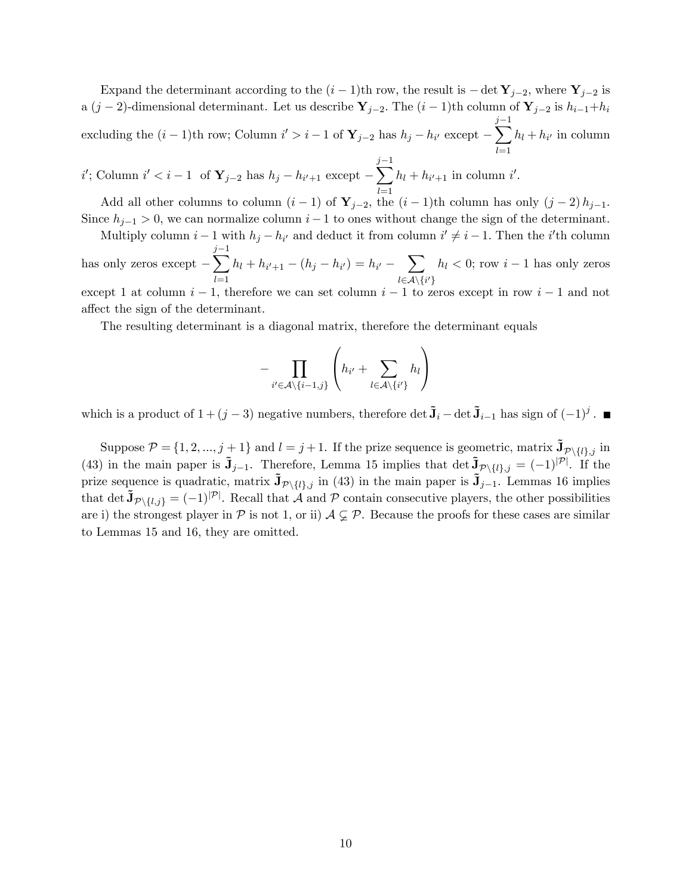Expand the determinant according to the $(i-1)$th row, the result is $-\det \mathbf{Y}_{j-2}$, where $\mathbf{Y}_{j-2}$ is a $(j-2)$-dimensional determinant. Let us describe $\mathbf{Y}_{j-2}$. The $(i-1)$th column of $\mathbf{Y}_{j-2}$ is $h_{i-1}+h_i$ excluding the $(i-1)$th row; Column $i' > i-1$ of $\mathbf{Y}_{j-2}$ has $h_j - h_{i'}$ except $-\sum_{l=1}^{j-1} h_l + h_{i'}$ in column $i'$; Column $i' < i-1$ of $\mathbf{Y}_{j-2}$ has $h_j - h_{i'+1}$ except $-\sum_{l=1}^{j-1} h_l + h_{i'+1}$ in column $i'$.

Add all other columns to column $(i-1)$ of $\mathbf{Y}_{j-2}$, the $(i-1)$th column has only $(j-2)\, h_{j-1}$. Since $h_{j-1} > 0$, we can normalize column $i-1$ to ones without change the sign of the determinant.

Multiply column $i-1$ with $h_j - h_{i'}$ and deduct it from column $i' \neq i-1$. Then the $i'$th column has only zeros except $-\sum_{l=1}^{j-1} h_l + h_{i'+1} - (h_j - h_{i'}) = h_{i'} - \sum_{l \in \mathcal{A}\setminus\{i'\}} h_l < 0$; row $i-1$ has only zeros except 1 at column $i-1$, therefore we can set column $i-1$ to zeros except in row $i-1$ and not affect the sign of the determinant.

The resulting determinant is a diagonal matrix, therefore the determinant equals

$$-\prod_{i' \in \mathcal{A}\setminus\{i-1,j\}} \left( h_{i'} + \sum_{l \in \mathcal{A}\setminus\{i'\}} h_l \right)$$

which is a product of $1 + (j-3)$ negative numbers, therefore $\det \tilde{\mathbf{J}}_i - \det \tilde{\mathbf{J}}_{i-1}$ has sign of $(-1)^j$. ■

Suppose $\mathcal{P} = \{1, 2, ..., j+1\}$ and $l = j+1$. If the prize sequence is geometric, matrix $\tilde{\mathbf{J}}_{\mathcal{P}\setminus\{l\},j}$ in (43) in the main paper is $\tilde{\mathbf{J}}_{j-1}$. Therefore, Lemma 15 implies that $\det \tilde{\mathbf{J}}_{\mathcal{P}\setminus\{l\},j} = (-1)^{|\mathcal{P}|}$. If the prize sequence is quadratic, matrix $\tilde{\mathbf{J}}_{\mathcal{P}\setminus\{l\},j}$ in (43) in the main paper is $\tilde{\mathbf{J}}_{j-1}$. Lemmas 16 implies that $\det \tilde{\mathbf{J}}_{\mathcal{P}\setminus\{l,j\}} = (-1)^{|\mathcal{P}|}$. Recall that $\mathcal{A}$ and $\mathcal{P}$ contain consecutive players, the other possibilities are i) the strongest player in $\mathcal{P}$ is not 1, or ii) $\mathcal{A} \subsetneq \mathcal{P}$. Because the proofs for these cases are similar to Lemmas 15 and 16, they are omitted.